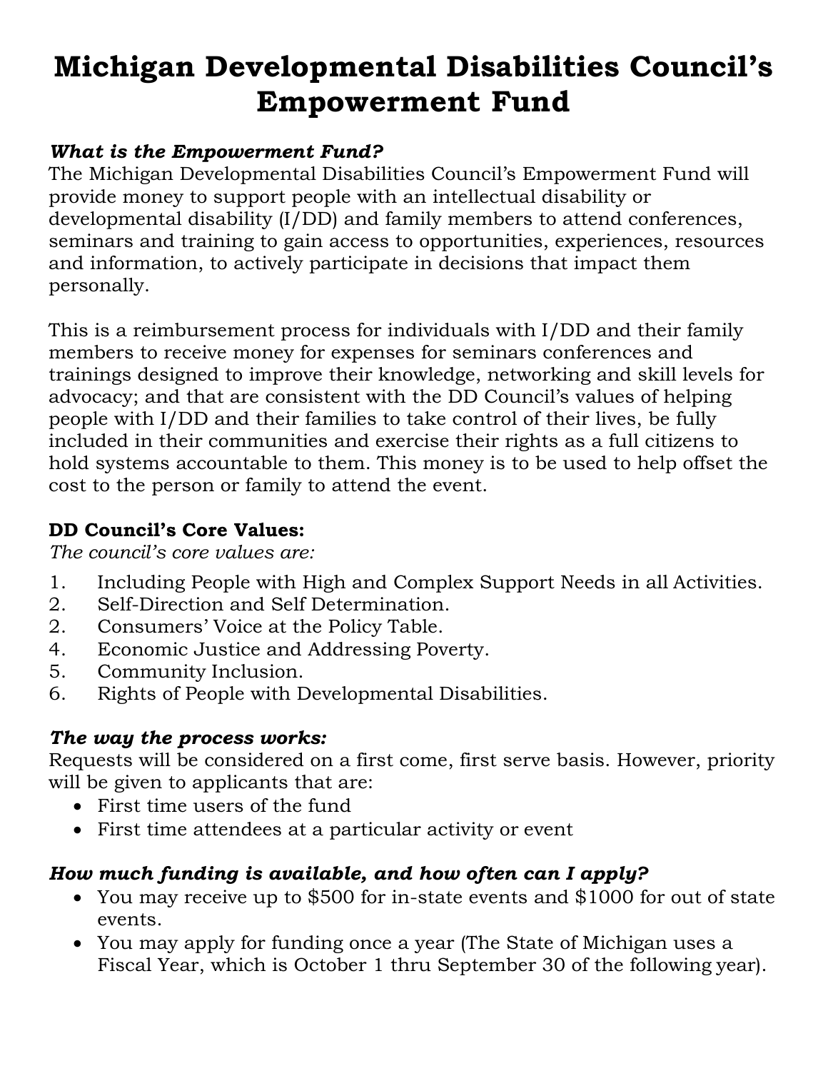# Michigan Developmental Disabilities Council's Empowerment Fund

***What is the Empowerment Fund?***

The Michigan Developmental Disabilities Council's Empowerment Fund will provide money to support people with an intellectual disability or developmental disability (I/DD) and family members to attend conferences, seminars and training to gain access to opportunities, experiences, resources and information, to actively participate in decisions that impact them personally.

This is a reimbursement process for individuals with I/DD and their family members to receive money for expenses for seminars conferences and trainings designed to improve their knowledge, networking and skill levels for advocacy; and that are consistent with the DD Council's values of helping people with I/DD and their families to take control of their lives, be fully included in their communities and exercise their rights as a full citizens to hold systems accountable to them. This money is to be used to help offset the cost to the person or family to attend the event.

**DD Council's Core Values:**

*The council's core values are:*

1. Including People with High and Complex Support Needs in all Activities.
2. Self-Direction and Self Determination.
2. Consumers' Voice at the Policy Table.
4. Economic Justice and Addressing Poverty.
5. Community Inclusion.
6. Rights of People with Developmental Disabilities.

***The way the process works:***

Requests will be considered on a first come, first serve basis. However, priority will be given to applicants that are:

- First time users of the fund
- First time attendees at a particular activity or event

***How much funding is available, and how often can I apply?***

- You may receive up to $500 for in-state events and $1000 for out of state events.
- You may apply for funding once a year (The State of Michigan uses a Fiscal Year, which is October 1 thru September 30 of the following year).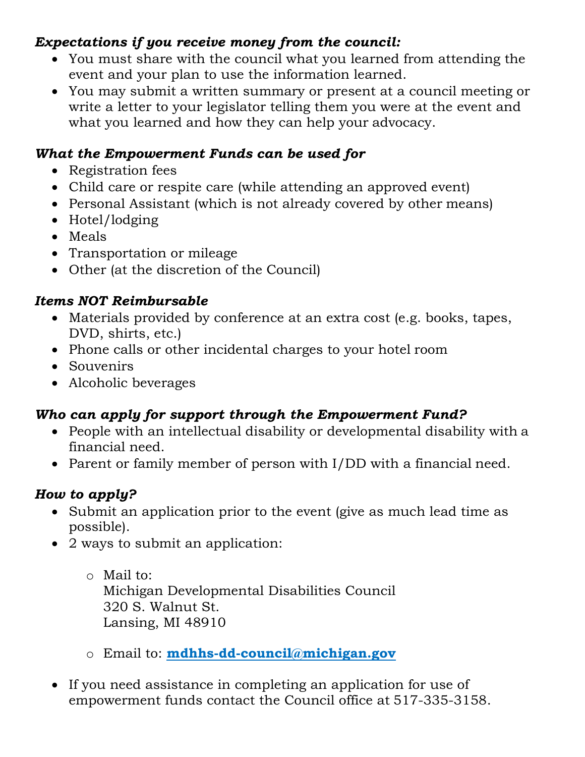***Expectations if you receive money from the council:***

- You must share with the council what you learned from attending the event and your plan to use the information learned.
- You may submit a written summary or present at a council meeting or write a letter to your legislator telling them you were at the event and what you learned and how they can help your advocacy.

***What the Empowerment Funds can be used for***

- Registration fees
- Child care or respite care (while attending an approved event)
- Personal Assistant (which is not already covered by other means)
- Hotel/lodging
- Meals
- Transportation or mileage
- Other (at the discretion of the Council)

***Items NOT Reimbursable***

- Materials provided by conference at an extra cost (e.g. books, tapes, DVD, shirts, etc.)
- Phone calls or other incidental charges to your hotel room
- Souvenirs
- Alcoholic beverages

***Who can apply for support through the Empowerment Fund?***

- People with an intellectual disability or developmental disability with a financial need.
- Parent or family member of person with I/DD with a financial need.

***How to apply?***

- Submit an application prior to the event (give as much lead time as possible).
- 2 ways to submit an application:
  - Mail to:
    Michigan Developmental Disabilities Council
    320 S. Walnut St.
    Lansing, MI 48910
  - Email to: **mdhhs-dd-council@michigan.gov**
- If you need assistance in completing an application for use of empowerment funds contact the Council office at 517-335-3158.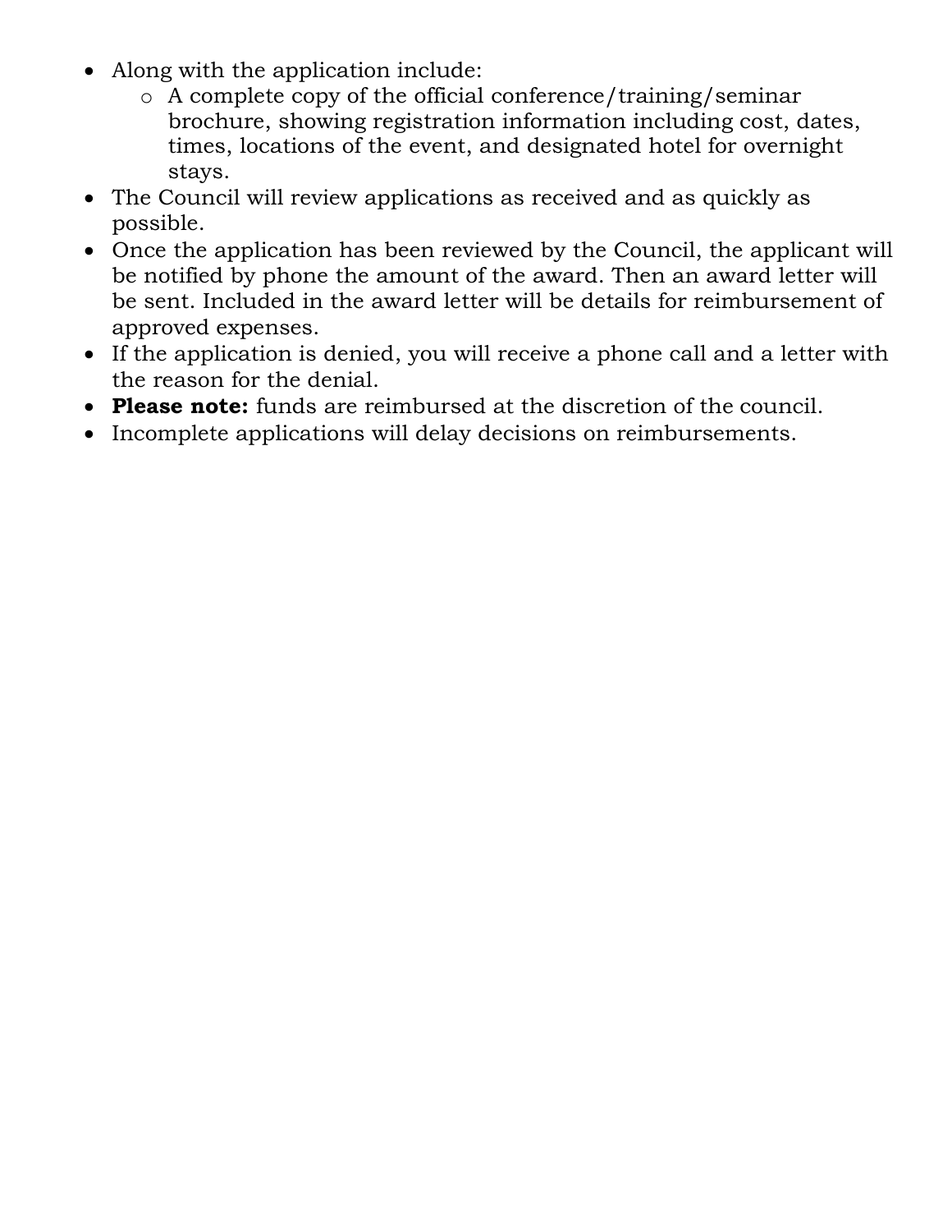- Along with the application include:
  - A complete copy of the official conference/training/seminar brochure, showing registration information including cost, dates, times, locations of the event, and designated hotel for overnight stays.
- The Council will review applications as received and as quickly as possible.
- Once the application has been reviewed by the Council, the applicant will be notified by phone the amount of the award. Then an award letter will be sent. Included in the award letter will be details for reimbursement of approved expenses.
- If the application is denied, you will receive a phone call and a letter with the reason for the denial.
- **Please note:** funds are reimbursed at the discretion of the council.
- Incomplete applications will delay decisions on reimbursements.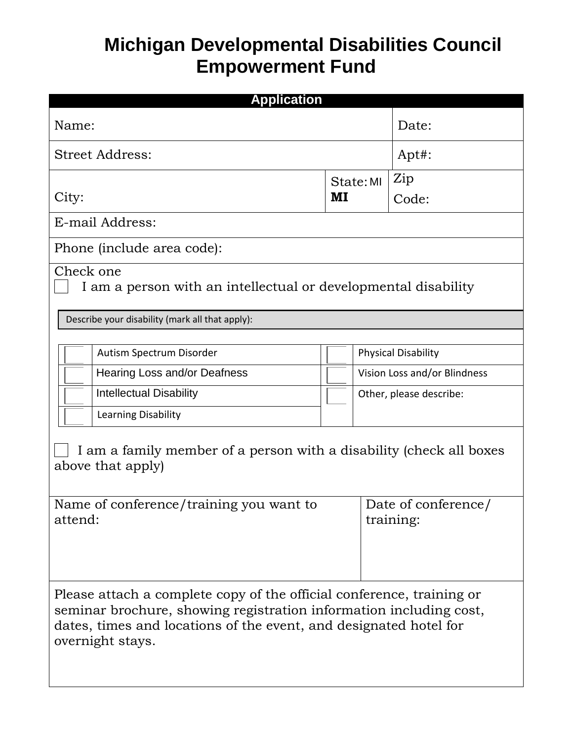# Michigan Developmental Disabilities Council Empowerment Fund

| Application | | | |
|---|---|---|---|
| Name: | | | Date: |
| Street Address: | | | Apt#: |
| City: | | State: MI **MI** | Zip Code: |
| E-mail Address: | | | |
| Phone (include area code): | | | |

Check one

☐ I am a person with an intellectual or developmental disability

Describe your disability (mark all that apply):

| | | | |
|---|---|---|---|
| ☐ | Autism Spectrum Disorder | ☐ | Physical Disability |
| ☐ | Hearing Loss and/or Deafness | ☐ | Vision Loss and/or Blindness |
| ☐ | Intellectual Disability | ☐ | Other, please describe: |
| ☐ | Learning Disability | | |

☐ I am a family member of a person with a disability (check all boxes above that apply)

| Name of conference/training you want to attend: | Date of conference/ training: |
|---|---|
| | |

Please attach a complete copy of the official conference, training or seminar brochure, showing registration information including cost, dates, times and locations of the event, and designated hotel for overnight stays.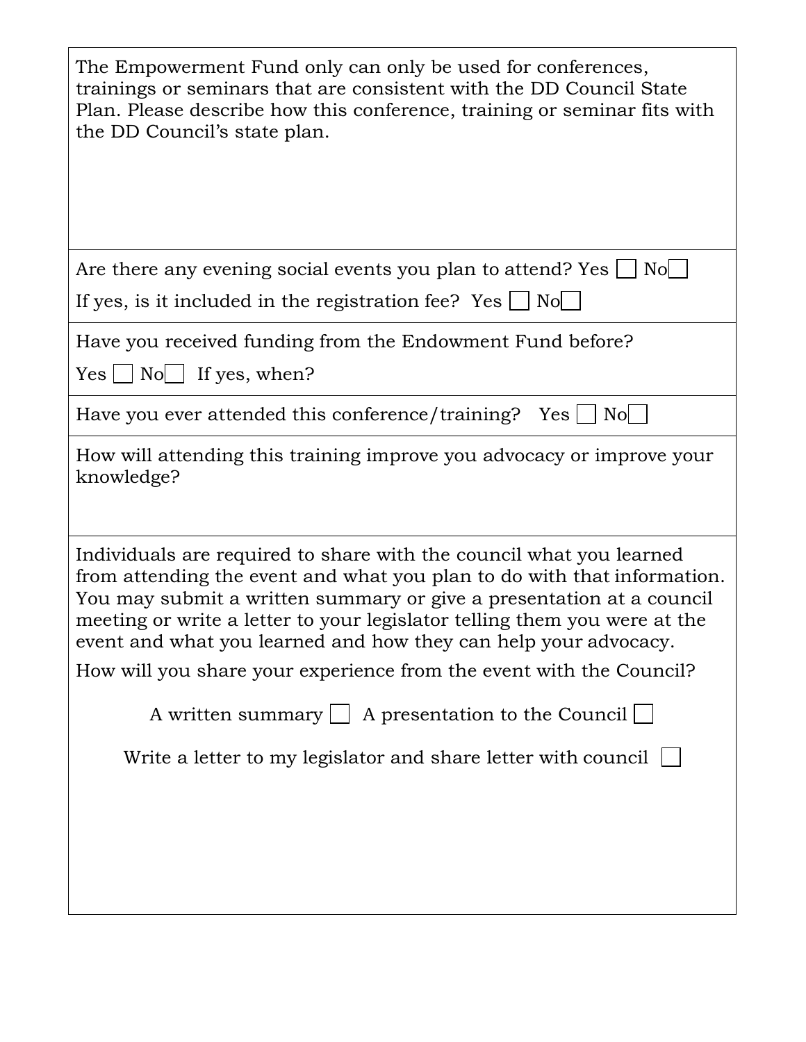The Empowerment Fund only can only be used for conferences, trainings or seminars that are consistent with the DD Council State Plan. Please describe how this conference, training or seminar fits with the DD Council's state plan.

Are there any evening social events you plan to attend? Yes ☐ No ☐

If yes, is it included in the registration fee? Yes ☐ No ☐

Have you received funding from the Endowment Fund before?

Yes ☐ No ☐ If yes, when?

Have you ever attended this conference/training? Yes ☐ No ☐

How will attending this training improve you advocacy or improve your knowledge?

Individuals are required to share with the council what you learned from attending the event and what you plan to do with that information. You may submit a written summary or give a presentation at a council meeting or write a letter to your legislator telling them you were at the event and what you learned and how they can help your advocacy.

How will you share your experience from the event with the Council?

A written summary ☐ A presentation to the Council ☐

Write a letter to my legislator and share letter with council ☐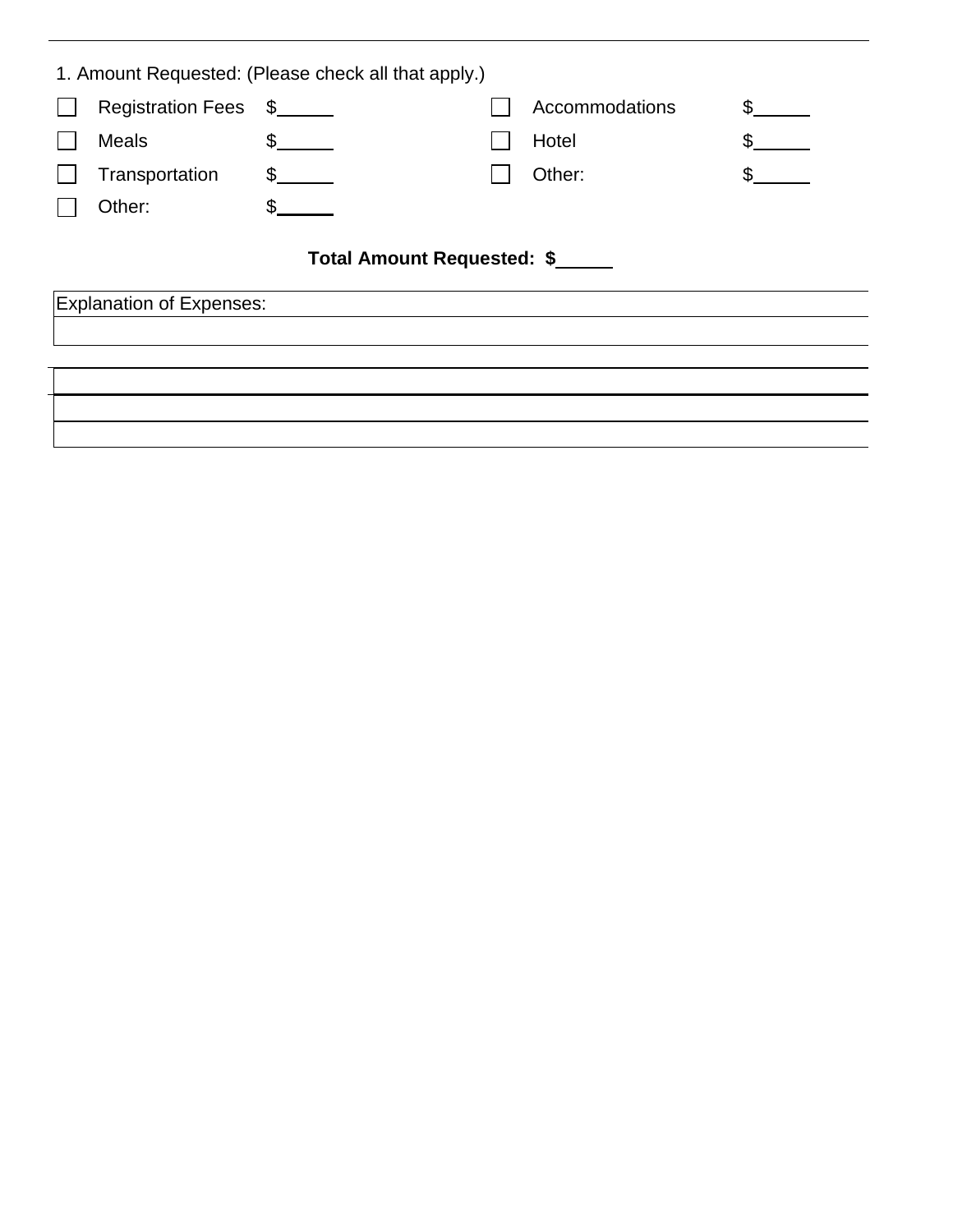1. Amount Requested: (Please check all that apply.)

| | | | | | |
|---|---|---|---|---|---|
| ☐ | Registration Fees | $______ | ☐ | Accommodations | $______ |
| ☐ | Meals | $______ | ☐ | Hotel | $______ |
| ☐ | Transportation | $______ | ☐ | Other: | $______ |
| ☐ | Other: | $______ | | | |

**Total Amount Requested: $______**

| Explanation of Expenses: |
|---|
| |
| |
| |
| |